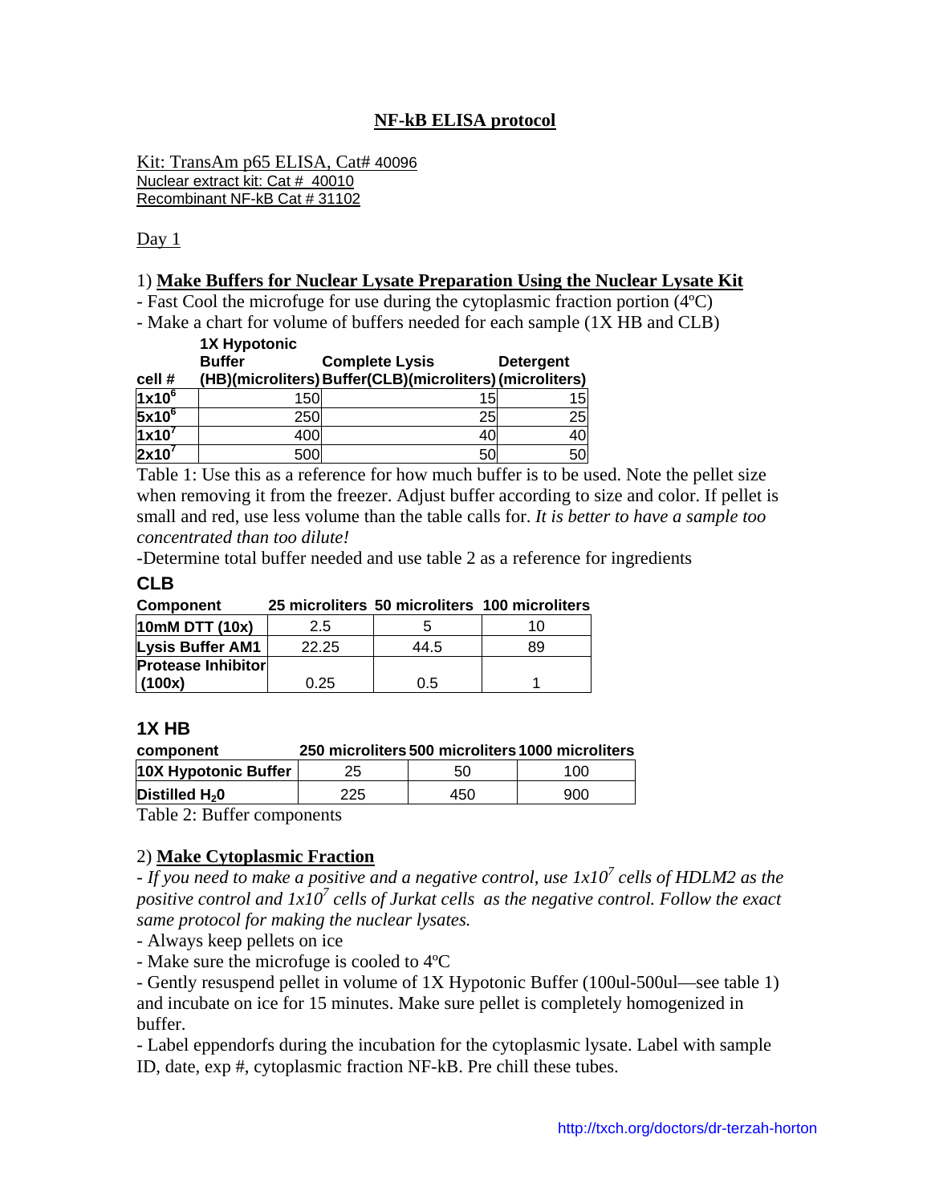# NF-kB ELISA protocol

Kit: TransAm p65 ELISA, Cat# 40096
Nuclear extract kit: Cat # 40010
Recombinant NF-kB Cat # 31102

Day 1

1) **Make Buffers for Nuclear Lysate Preparation Using the Nuclear Lysate Kit**

- Fast Cool the microfuge for use during the cytoplasmic fraction portion (4ºC)
- Make a chart for volume of buffers needed for each sample (1X HB and CLB)

| cell # | 1X Hypotonic Buffer (HB)(microliters) | Complete Lysis Buffer(CLB)(microliters) | Detergent (microliters) |
|---|---|---|---|
| $1x10^6$ | 150 | 15 | 15 |
| $5x10^6$ | 250 | 25 | 25 |
| $1x10^7$ | 400 | 40 | 40 |
| $2x10^7$ | 500 | 50 | 50 |

Table 1: Use this as a reference for how much buffer is to be used. Note the pellet size when removing it from the freezer. Adjust buffer according to size and color. If pellet is small and red, use less volume than the table calls for. *It is better to have a sample too concentrated than too dilute!*

-Determine total buffer needed and use table 2 as a reference for ingredients

**CLB**

| Component | 25 microliters | 50 microliters | 100 microliters |
|---|---|---|---|
| 10mM DTT (10x) | 2.5 | 5 | 10 |
| Lysis Buffer AM1 | 22.25 | 44.5 | 89 |
| Protease Inhibitor (100x) | 0.25 | 0.5 | 1 |

**1X HB**

| component | 250 microliters | 500 microliters | 1000 microliters |
|---|---|---|---|
| 10X Hypotonic Buffer | 25 | 50 | 100 |
| Distilled $H_2O$ | 225 | 450 | 900 |

Table 2: Buffer components

2) **Make Cytoplasmic Fraction**

- *If you need to make a positive and a negative control, use $1x10^7$ cells of HDLM2 as the positive control and $1x10^7$ cells of Jurkat cells as the negative control. Follow the exact same protocol for making the nuclear lysates.*
- Always keep pellets on ice
- Make sure the microfuge is cooled to 4ºC
- Gently resuspend pellet in volume of 1X Hypotonic Buffer (100ul-500ul—see table 1) and incubate on ice for 15 minutes. Make sure pellet is completely homogenized in buffer.
- Label eppendorfs during the incubation for the cytoplasmic lysate. Label with sample ID, date, exp #, cytoplasmic fraction NF-kB. Pre chill these tubes.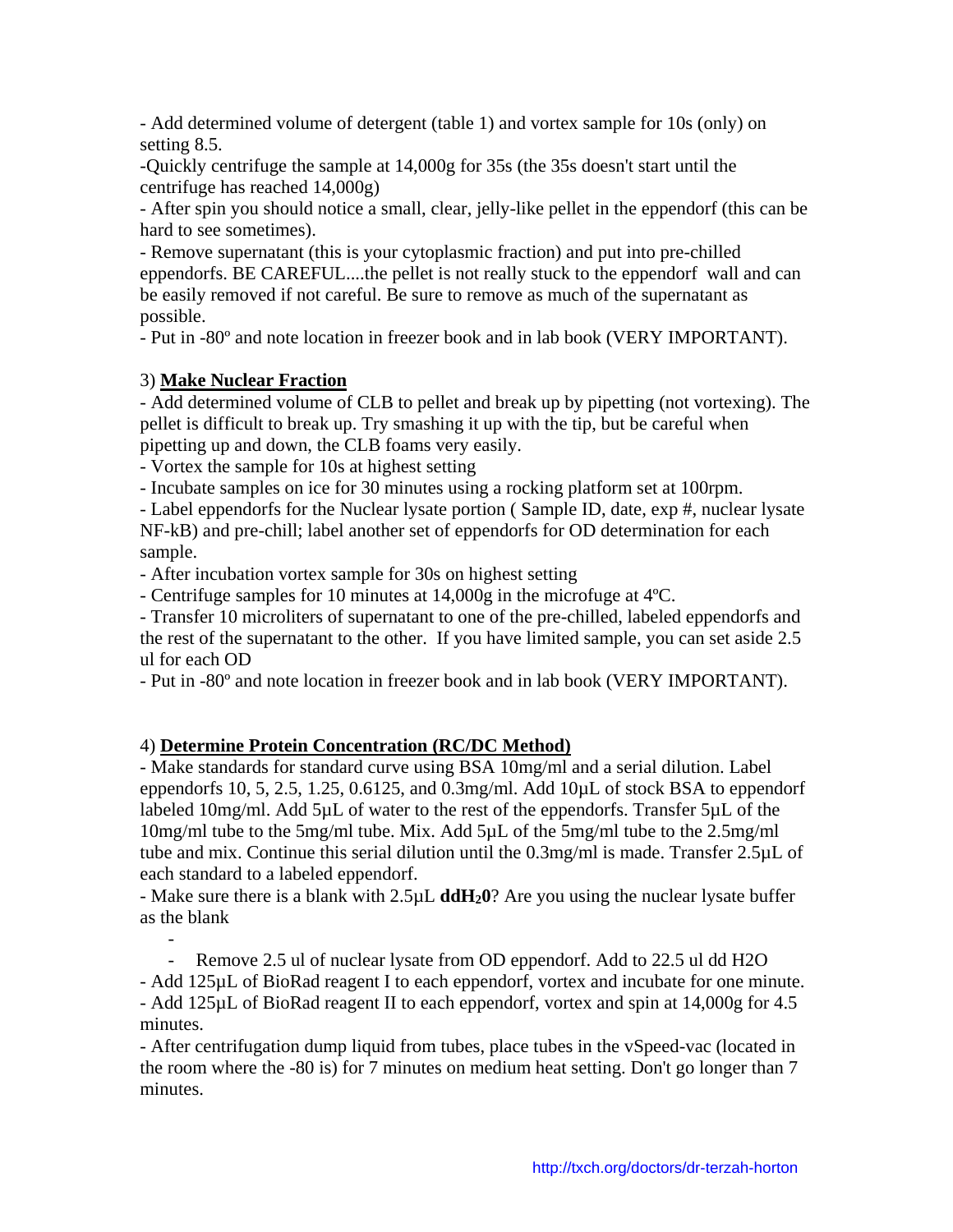- Add determined volume of detergent (table 1) and vortex sample for 10s (only) on setting 8.5.
-Quickly centrifuge the sample at 14,000g for 35s (the 35s doesn't start until the centrifuge has reached 14,000g)
- After spin you should notice a small, clear, jelly-like pellet in the eppendorf (this can be hard to see sometimes).
- Remove supernatant (this is your cytoplasmic fraction) and put into pre-chilled eppendorfs. BE CAREFUL....the pellet is not really stuck to the eppendorf wall and can be easily removed if not careful. Be sure to remove as much of the supernatant as possible.
- Put in -80º and note location in freezer book and in lab book (VERY IMPORTANT).

3) **Make Nuclear Fraction**
- Add determined volume of CLB to pellet and break up by pipetting (not vortexing). The pellet is difficult to break up. Try smashing it up with the tip, but be careful when pipetting up and down, the CLB foams very easily.
- Vortex the sample for 10s at highest setting
- Incubate samples on ice for 30 minutes using a rocking platform set at 100rpm.
- Label eppendorfs for the Nuclear lysate portion ( Sample ID, date, exp #, nuclear lysate NF-kB) and pre-chill; label another set of eppendorfs for OD determination for each sample.
- After incubation vortex sample for 30s on highest setting
- Centrifuge samples for 10 minutes at 14,000g in the microfuge at 4ºC.
- Transfer 10 microliters of supernatant to one of the pre-chilled, labeled eppendorfs and the rest of the supernatant to the other. If you have limited sample, you can set aside 2.5 ul for each OD
- Put in -80º and note location in freezer book and in lab book (VERY IMPORTANT).

4) **Determine Protein Concentration (RC/DC Method)**
- Make standards for standard curve using BSA 10mg/ml and a serial dilution. Label eppendorfs 10, 5, 2.5, 1.25, 0.6125, and 0.3mg/ml. Add 10µL of stock BSA to eppendorf labeled 10mg/ml. Add 5µL of water to the rest of the eppendorfs. Transfer 5µL of the 10mg/ml tube to the 5mg/ml tube. Mix. Add 5µL of the 5mg/ml tube to the 2.5mg/ml tube and mix. Continue this serial dilution until the 0.3mg/ml is made. Transfer 2.5µL of each standard to a labeled eppendorf.
- Make sure there is a blank with 2.5µL **$ddH_20$**? Are you using the nuclear lysate buffer as the blank

-
- Remove 2.5 ul of nuclear lysate from OD eppendorf. Add to 22.5 ul dd H2O

- Add 125µL of BioRad reagent I to each eppendorf, vortex and incubate for one minute.
- Add 125µL of BioRad reagent II to each eppendorf, vortex and spin at 14,000g for 4.5 minutes.
- After centrifugation dump liquid from tubes, place tubes in the vSpeed-vac (located in the room where the -80 is) for 7 minutes on medium heat setting. Don't go longer than 7 minutes.

http://txch.org/doctors/dr-terzah-horton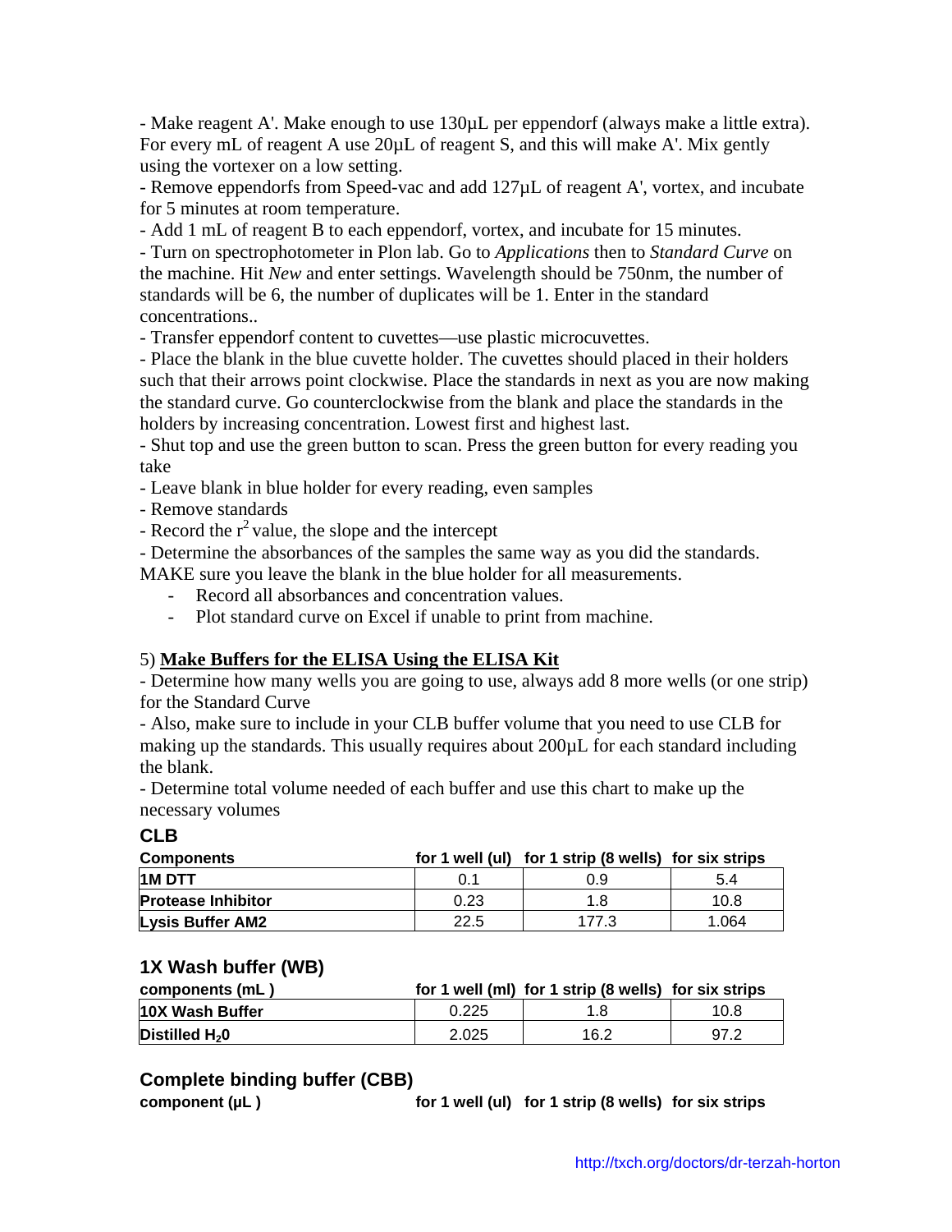- Make reagent A'. Make enough to use 130μL per eppendorf (always make a little extra). For every mL of reagent A use 20μL of reagent S, and this will make A'. Mix gently using the vortexer on a low setting.
- Remove eppendorfs from Speed-vac and add 127μL of reagent A', vortex, and incubate for 5 minutes at room temperature.
- Add 1 mL of reagent B to each eppendorf, vortex, and incubate for 15 minutes.
- Turn on spectrophotometer in Plon lab. Go to *Applications* then to *Standard Curve* on the machine. Hit *New* and enter settings. Wavelength should be 750nm, the number of standards will be 6, the number of duplicates will be 1. Enter in the standard concentrations..
- Transfer eppendorf content to cuvettes—use plastic microcuvettes.
- Place the blank in the blue cuvette holder. The cuvettes should placed in their holders such that their arrows point clockwise. Place the standards in next as you are now making the standard curve. Go counterclockwise from the blank and place the standards in the holders by increasing concentration. Lowest first and highest last.
- Shut top and use the green button to scan. Press the green button for every reading you take
- Leave blank in blue holder for every reading, even samples
- Remove standards
- Record the $r^2$ value, the slope and the intercept
- Determine the absorbances of the samples the same way as you did the standards. MAKE sure you leave the blank in the blue holder for all measurements.
    - Record all absorbances and concentration values.
    - Plot standard curve on Excel if unable to print from machine.

5) **Make Buffers for the ELISA Using the ELISA Kit**

- Determine how many wells you are going to use, always add 8 more wells (or one strip) for the Standard Curve
- Also, make sure to include in your CLB buffer volume that you need to use CLB for making up the standards. This usually requires about 200μL for each standard including the blank.
- Determine total volume needed of each buffer and use this chart to make up the necessary volumes

**CLB**

| Components | for 1 well (ul) | for 1 strip (8 wells) | for six strips |
|---|---|---|---|
| **1M DTT** | 0.1 | 0.9 | 5.4 |
| **Protease Inhibitor** | 0.23 | 1.8 | 10.8 |
| **Lysis Buffer AM2** | 22.5 | 177.3 | 1.064 |

**1X Wash buffer (WB)**

| components (mL ) | for 1 well (ml) | for 1 strip (8 wells) | for six strips |
|---|---|---|---|
| **10X Wash Buffer** | 0.225 | 1.8 | 10.8 |
| **Distilled $H_2$0** | 2.025 | 16.2 | 97.2 |

**Complete binding buffer (CBB)**

| component (μL ) | for 1 well (ul) | for 1 strip (8 wells) | for six strips |
|---|---|---|---|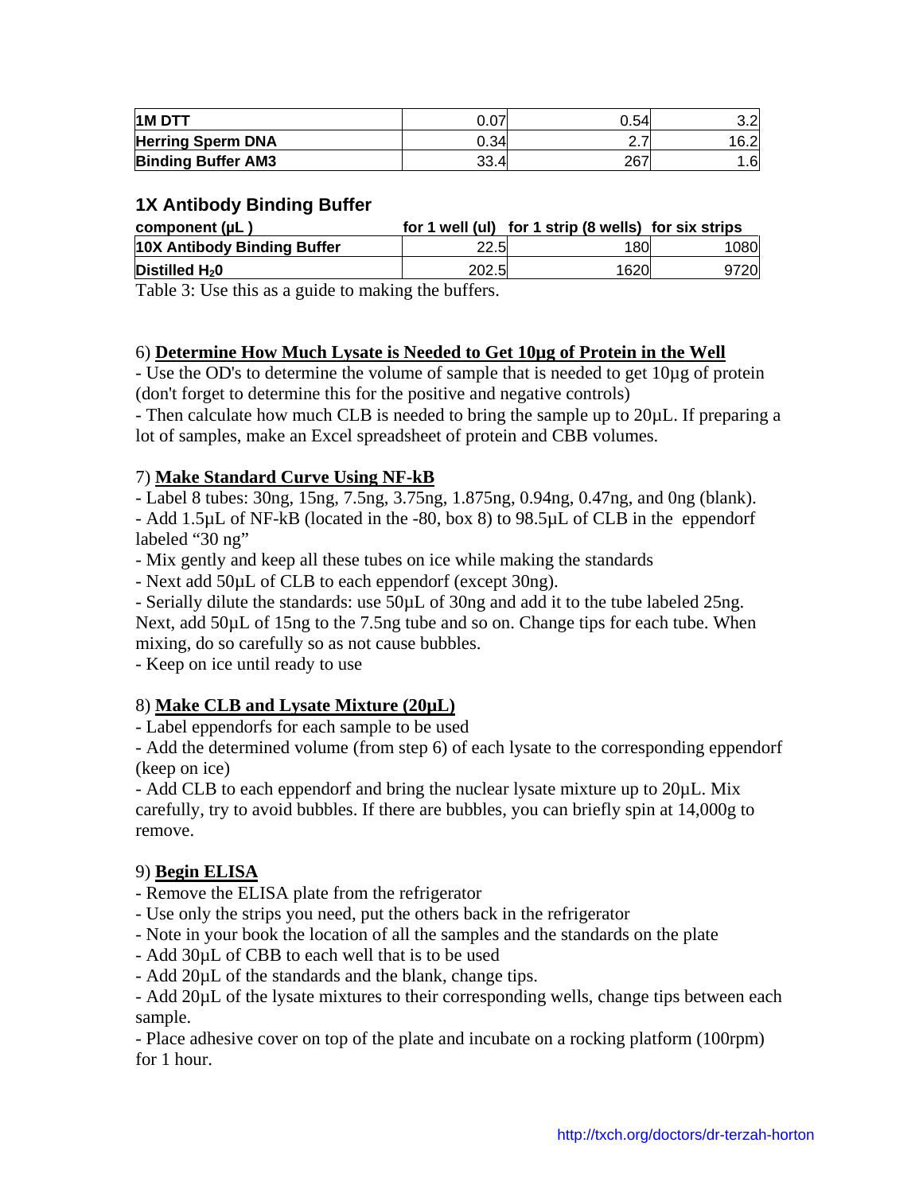| | | | |
|---|---|---|---|
| **1M DTT** | 0.07 | 0.54 | 3.2 |
| **Herring Sperm DNA** | 0.34 | 2.7 | 16.2 |
| **Binding Buffer AM3** | 33.4 | 267 | 1.6 |

### 1X Antibody Binding Buffer

| component (µL ) | for 1 well (ul) | for 1 strip (8 wells) | for six strips |
|---|---|---|---|
| **10X Antibody Binding Buffer** | 22.5 | 180 | 1080 |
| **Distilled $H_2$0** | 202.5 | 1620 | 9720 |

Table 3: Use this as a guide to making the buffers.

6) **Determine How Much Lysate is Needed to Get 10µg of Protein in the Well**

- Use the OD's to determine the volume of sample that is needed to get 10µg of protein (don't forget to determine this for the positive and negative controls)
- Then calculate how much CLB is needed to bring the sample up to 20µL. If preparing a lot of samples, make an Excel spreadsheet of protein and CBB volumes.

7) **Make Standard Curve Using NF-kB**

- Label 8 tubes: 30ng, 15ng, 7.5ng, 3.75ng, 1.875ng, 0.94ng, 0.47ng, and 0ng (blank).
- Add 1.5µL of NF-kB (located in the -80, box 8) to 98.5µL of CLB in the eppendorf labeled "30 ng"
- Mix gently and keep all these tubes on ice while making the standards
- Next add 50µL of CLB to each eppendorf (except 30ng).
- Serially dilute the standards: use 50µL of 30ng and add it to the tube labeled 25ng. Next, add 50µL of 15ng to the 7.5ng tube and so on. Change tips for each tube. When mixing, do so carefully so as not cause bubbles.
- Keep on ice until ready to use

8) **Make CLB and Lysate Mixture (20µL)**

- Label eppendorfs for each sample to be used
- Add the determined volume (from step 6) of each lysate to the corresponding eppendorf (keep on ice)
- Add CLB to each eppendorf and bring the nuclear lysate mixture up to 20µL. Mix carefully, try to avoid bubbles. If there are bubbles, you can briefly spin at 14,000g to remove.

9) **Begin ELISA**

- Remove the ELISA plate from the refrigerator
- Use only the strips you need, put the others back in the refrigerator
- Note in your book the location of all the samples and the standards on the plate
- Add 30µL of CBB to each well that is to be used
- Add 20µL of the standards and the blank, change tips.
- Add 20µL of the lysate mixtures to their corresponding wells, change tips between each sample.
- Place adhesive cover on top of the plate and incubate on a rocking platform (100rpm) for 1 hour.

http://txch.org/doctors/dr-terzah-horton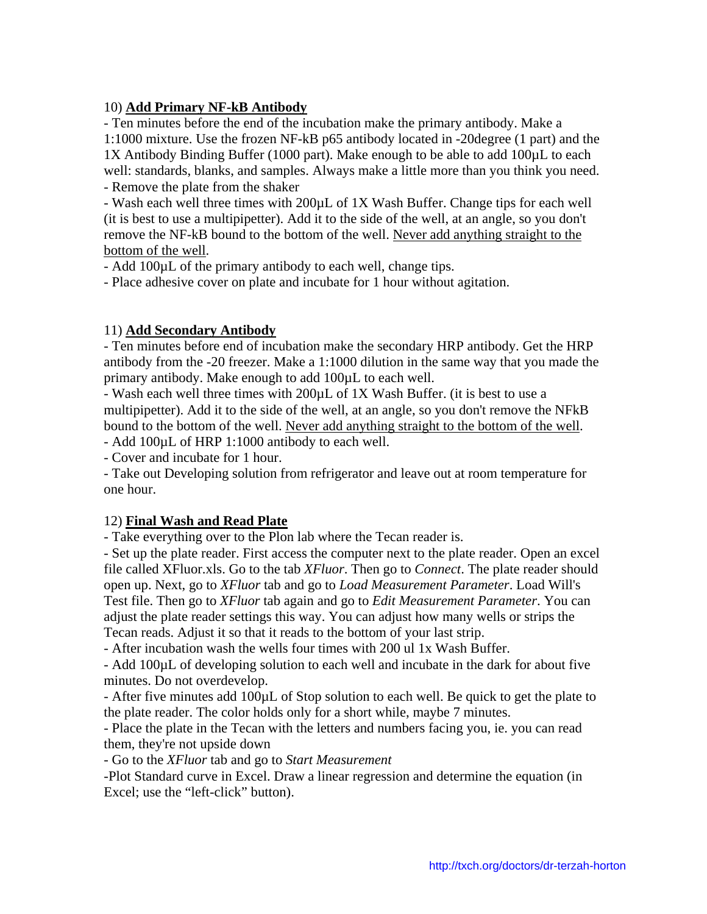10) **<u>Add Primary NF-kB Antibody</u>**

- Ten minutes before the end of the incubation make the primary antibody. Make a 1:1000 mixture. Use the frozen NF-kB p65 antibody located in -20degree (1 part) and the 1X Antibody Binding Buffer (1000 part). Make enough to be able to add 100µL to each well: standards, blanks, and samples. Always make a little more than you think you need.
- Remove the plate from the shaker
- Wash each well three times with 200µL of 1X Wash Buffer. Change tips for each well (it is best to use a multipipetter). Add it to the side of the well, at an angle, so you don't remove the NF-kB bound to the bottom of the well. <u>Never add anything straight to the bottom of the well</u>.
- Add 100µL of the primary antibody to each well, change tips.
- Place adhesive cover on plate and incubate for 1 hour without agitation.

11) **<u>Add Secondary Antibody</u>**

- Ten minutes before end of incubation make the secondary HRP antibody. Get the HRP antibody from the -20 freezer. Make a 1:1000 dilution in the same way that you made the primary antibody. Make enough to add 100µL to each well.
- Wash each well three times with 200µL of 1X Wash Buffer. (it is best to use a multipipetter). Add it to the side of the well, at an angle, so you don't remove the NFkB bound to the bottom of the well. <u>Never add anything straight to the bottom of the well</u>.
- Add 100µL of HRP 1:1000 antibody to each well.
- Cover and incubate for 1 hour.
- Take out Developing solution from refrigerator and leave out at room temperature for one hour.

12) **<u>Final Wash and Read Plate</u>**

- Take everything over to the Plon lab where the Tecan reader is.
- Set up the plate reader. First access the computer next to the plate reader. Open an excel file called XFluor.xls. Go to the tab *XFluor*. Then go to *Connect*. The plate reader should open up. Next, go to *XFluor* tab and go to *Load Measurement Parameter*. Load Will's Test file. Then go to *XFluor* tab again and go to *Edit Measurement Parameter*. You can adjust the plate reader settings this way. You can adjust how many wells or strips the Tecan reads. Adjust it so that it reads to the bottom of your last strip.
- After incubation wash the wells four times with 200 ul 1x Wash Buffer.
- Add 100µL of developing solution to each well and incubate in the dark for about five minutes. Do not overdevelop.
- After five minutes add 100µL of Stop solution to each well. Be quick to get the plate to the plate reader. The color holds only for a short while, maybe 7 minutes.
- Place the plate in the Tecan with the letters and numbers facing you, ie. you can read them, they're not upside down
- Go to the *XFluor* tab and go to *Start Measurement*

-Plot Standard curve in Excel. Draw a linear regression and determine the equation (in Excel; use the "left-click" button).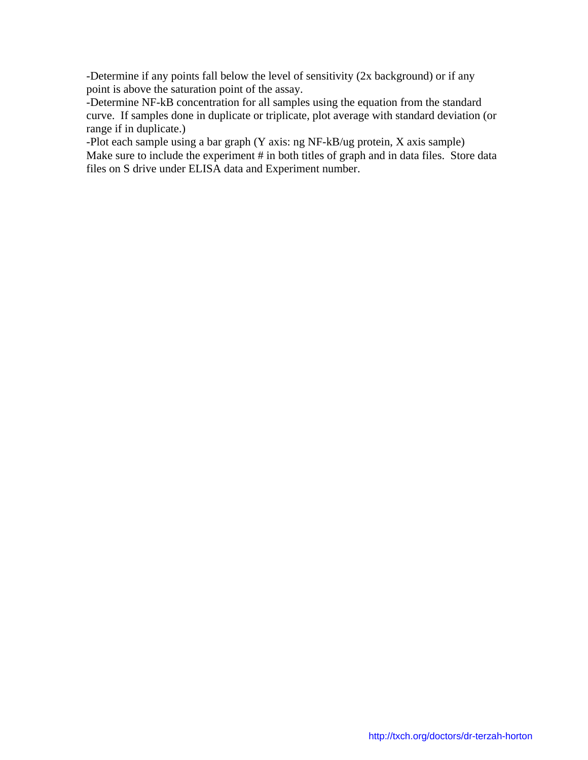-Determine if any points fall below the level of sensitivity (2x background) or if any point is above the saturation point of the assay.
-Determine NF-kB concentration for all samples using the equation from the standard curve. If samples done in duplicate or triplicate, plot average with standard deviation (or range if in duplicate.)
-Plot each sample using a bar graph (Y axis: ng NF-kB/ug protein, X axis sample)
Make sure to include the experiment # in both titles of graph and in data files. Store data files on S drive under ELISA data and Experiment number.